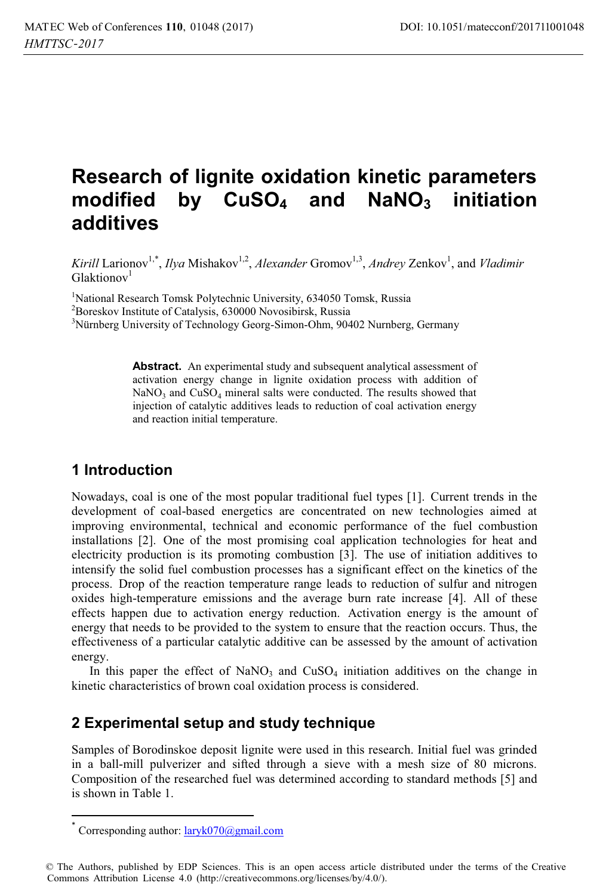# Research of lignite oxidation kinetic parameters modified by $CuSO_4$ and $NaNO_3$ initiation additives

*Kirill* Larionov[1,*], *Ilya* Mishakov[1,2], *Alexander* Gromov[1,3], *Andrey* Zenkov[1], and *Vladimir* Glaktionov[1]

[1]National Research Tomsk Polytechnic University, 634050 Tomsk, Russia
[2]Boreskov Institute of Catalysis, 630000 Novosibirsk, Russia
[3]Nürnberg University of Technology Georg-Simon-Ohm, 90402 Nurnberg, Germany

**Abstract.** An experimental study and subsequent analytical assessment of activation energy change in lignite oxidation process with addition of $NaNO_3$ and $CuSO_4$ mineral salts were conducted. The results showed that injection of catalytic additives leads to reduction of coal activation energy and reaction initial temperature.

## 1 Introduction

Nowadays, coal is one of the most popular traditional fuel types [1]. Current trends in the development of coal-based energetics are concentrated on new technologies aimed at improving environmental, technical and economic performance of the fuel combustion installations [2]. One of the most promising coal application technologies for heat and electricity production is its promoting combustion [3]. The use of initiation additives to intensify the solid fuel combustion processes has a significant effect on the kinetics of the process. Drop of the reaction temperature range leads to reduction of sulfur and nitrogen oxides high-temperature emissions and the average burn rate increase [4]. All of these effects happen due to activation energy reduction. Activation energy is the amount of energy that needs to be provided to the system to ensure that the reaction occurs. Thus, the effectiveness of a particular catalytic additive can be assessed by the amount of activation energy.

In this paper the effect of $NaNO_3$ and $CuSO_4$ initiation additives on the change in kinetic characteristics of brown coal oxidation process is considered.

## 2 Experimental setup and study technique

Samples of Borodinskoe deposit lignite were used in this research. Initial fuel was grinded in a ball-mill pulverizer and sifted through a sieve with a mesh size of 80 microns. Composition of the researched fuel was determined according to standard methods [5] and is shown in Table 1.

[*] Corresponding author: laryk070@gmail.com

© The Authors, published by EDP Sciences. This is an open access article distributed under the terms of the Creative Commons Attribution License 4.0 (http://creativecommons.org/licenses/by/4.0/).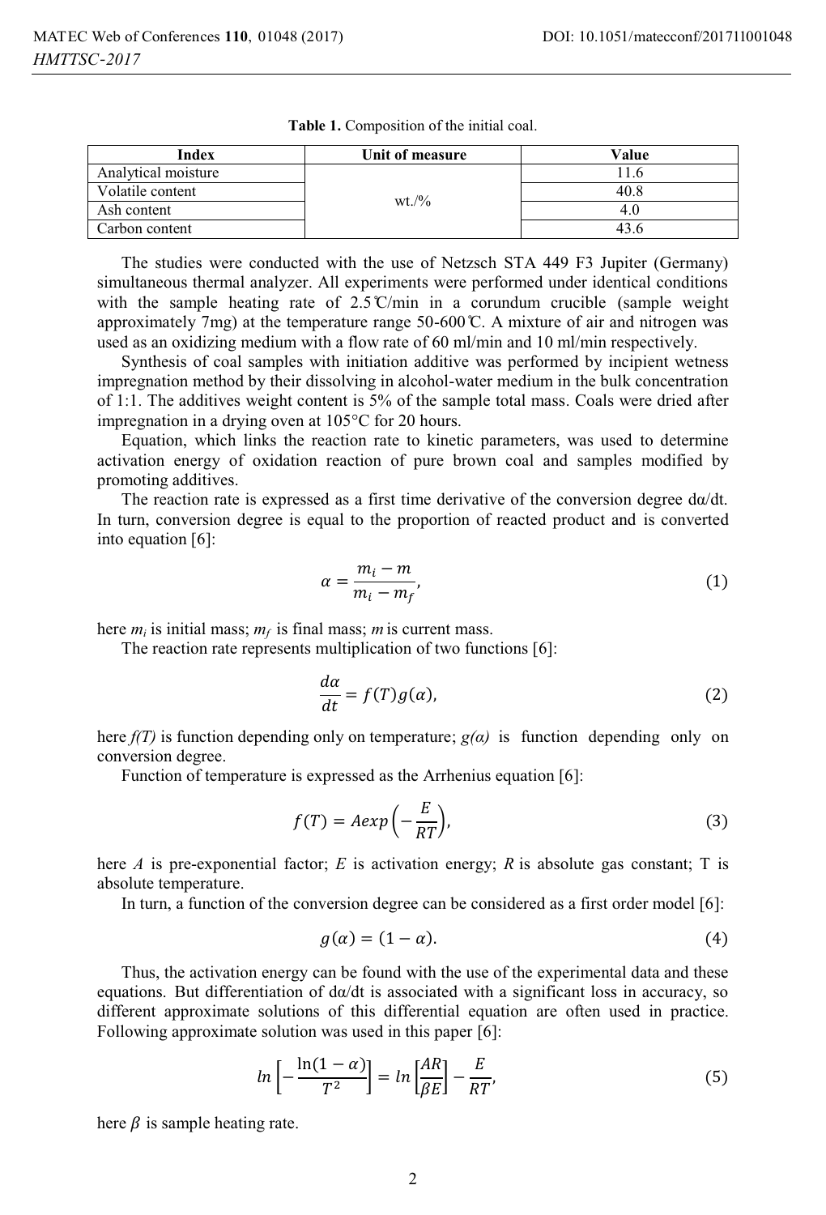**Table 1.** Composition of the initial coal.

| Index | Unit of measure | Value |
|---|---|---|
| Analytical moisture | wt./% | 11.6 |
| Volatile content | | 40.8 |
| Ash content | | 4.0 |
| Carbon content | | 43.6 |

The studies were conducted with the use of Netzsch STA 449 F3 Jupiter (Germany) simultaneous thermal analyzer. All experiments were performed under identical conditions with the sample heating rate of 2.5℃/min in a corundum crucible (sample weight approximately 7mg) at the temperature range 50-600℃. A mixture of air and nitrogen was used as an oxidizing medium with a flow rate of 60 ml/min and 10 ml/min respectively.

Synthesis of coal samples with initiation additive was performed by incipient wetness impregnation method by their dissolving in alcohol-water medium in the bulk concentration of 1:1. The additives weight content is 5% of the sample total mass. Coals were dried after impregnation in a drying oven at 105°C for 20 hours.

Equation, which links the reaction rate to kinetic parameters, was used to determine activation energy of oxidation reaction of pure brown coal and samples modified by promoting additives.

The reaction rate is expressed as a first time derivative of the conversion degree dα/dt. In turn, conversion degree is equal to the proportion of reacted product and is converted into equation [6]:

$$\alpha = \frac{m_i - m}{m_i - m_f}, \tag{1}$$

here $m_i$ is initial mass; $m_f$ is final mass; $m$ is current mass.

The reaction rate represents multiplication of two functions [6]:

$$\frac{d\alpha}{dt} = f(T)g(\alpha), \tag{2}$$

here $f(T)$ is function depending only on temperature; $g(\alpha)$ is function depending only on conversion degree.

Function of temperature is expressed as the Arrhenius equation [6]:

$$f(T) = A\exp\left(-\frac{E}{RT}\right), \tag{3}$$

here $A$ is pre-exponential factor; $E$ is activation energy; $R$ is absolute gas constant; T is absolute temperature.

In turn, a function of the conversion degree can be considered as a first order model [6]:

$$g(\alpha) = (1 - \alpha). \tag{4}$$

Thus, the activation energy can be found with the use of the experimental data and these equations. But differentiation of dα/dt is associated with a significant loss in accuracy, so different approximate solutions of this differential equation are often used in practice. Following approximate solution was used in this paper [6]:

$$\ln\left[-\frac{\ln(1-\alpha)}{T^2}\right] = \ln\left[\frac{AR}{\beta E}\right] - \frac{E}{RT}, \tag{5}$$

here $\beta$ is sample heating rate.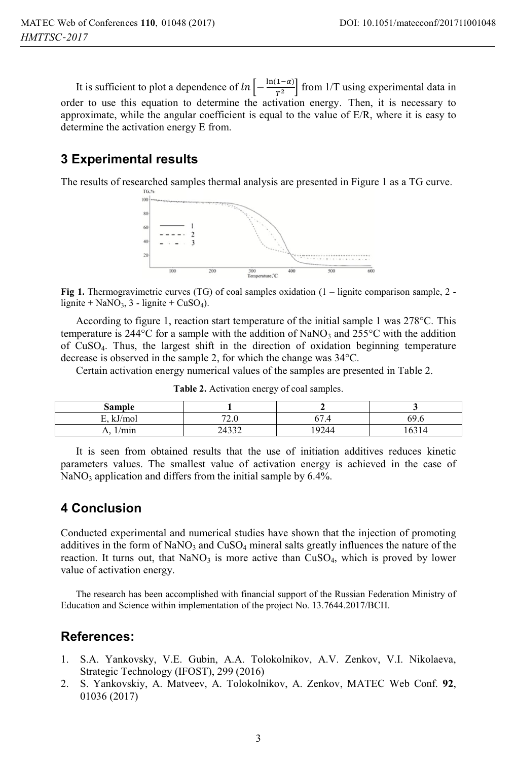It is sufficient to plot a dependence of $ln\left[-\frac{\ln(1-\alpha)}{T^2}\right]$ from 1/T using experimental data in order to use this equation to determine the activation energy. Then, it is necessary to approximate, while the angular coefficient is equal to the value of E/R, where it is easy to determine the activation energy E from.

## 3 Experimental results

The results of researched samples thermal analysis are presented in Figure 1 as a TG curve.

**Fig 1.** Thermogravimetric curves (TG) of coal samples oxidation (1 – lignite comparison sample, 2 - lignite + $NaNO_3$, 3 - lignite + $CuSO_4$).

According to figure 1, reaction start temperature of the initial sample 1 was 278°C. This temperature is 244°C for a sample with the addition of $NaNO_3$ and 255°C with the addition of $CuSO_4$. Thus, the largest shift in the direction of oxidation beginning temperature decrease is observed in the sample 2, for which the change was 34°C.

Certain activation energy numerical values of the samples are presented in Table 2.

**Table 2.** Activation energy of coal samples.

| Sample | 1 | 2 | 3 |
|---|---|---|---|
| E, kJ/mol | 72.0 | 67.4 | 69.6 |
| A, 1/min | 24332 | 19244 | 16314 |

It is seen from obtained results that the use of initiation additives reduces kinetic parameters values. The smallest value of activation energy is achieved in the case of $NaNO_3$ application and differs from the initial sample by 6.4%.

## 4 Conclusion

Conducted experimental and numerical studies have shown that the injection of promoting additives in the form of $NaNO_3$ and $CuSO_4$ mineral salts greatly influences the nature of the reaction. It turns out, that $NaNO_3$ is more active than $CuSO_4$, which is proved by lower value of activation energy.

The research has been accomplished with financial support of the Russian Federation Ministry of Education and Science within implementation of the project No. 13.7644.2017/BCH.

## References:

1. S.A. Yankovsky, V.E. Gubin, A.A. Tolokolnikov, A.V. Zenkov, V.I. Nikolaeva, Strategic Technology (IFOST), 299 (2016)
2. S. Yankovskiy, A. Matveev, A. Tolokolnikov, A. Zenkov, MATEC Web Conf. **92**, 01036 (2017)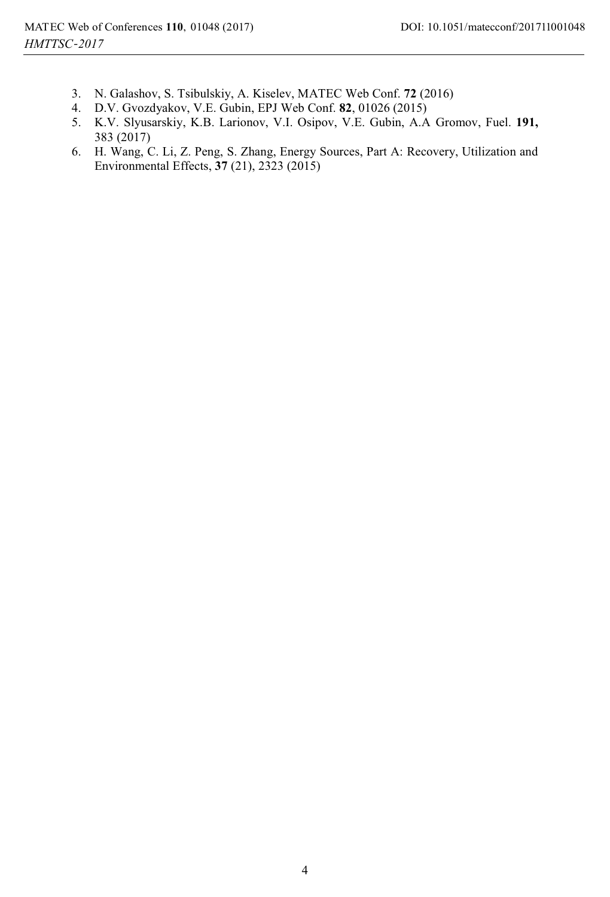3. N. Galashov, S. Tsibulskiy, A. Kiselev, MATEC Web Conf. **72** (2016)
4. D.V. Gvozdyakov, V.E. Gubin, EPJ Web Conf. **82**, 01026 (2015)
5. K.V. Slyusarskiy, K.B. Larionov, V.I. Osipov, V.E. Gubin, A.A Gromov, Fuel. **191,** 383 (2017)
6. H. Wang, C. Li, Z. Peng, S. Zhang, Energy Sources, Part A: Recovery, Utilization and Environmental Effects, **37** (21), 2323 (2015)